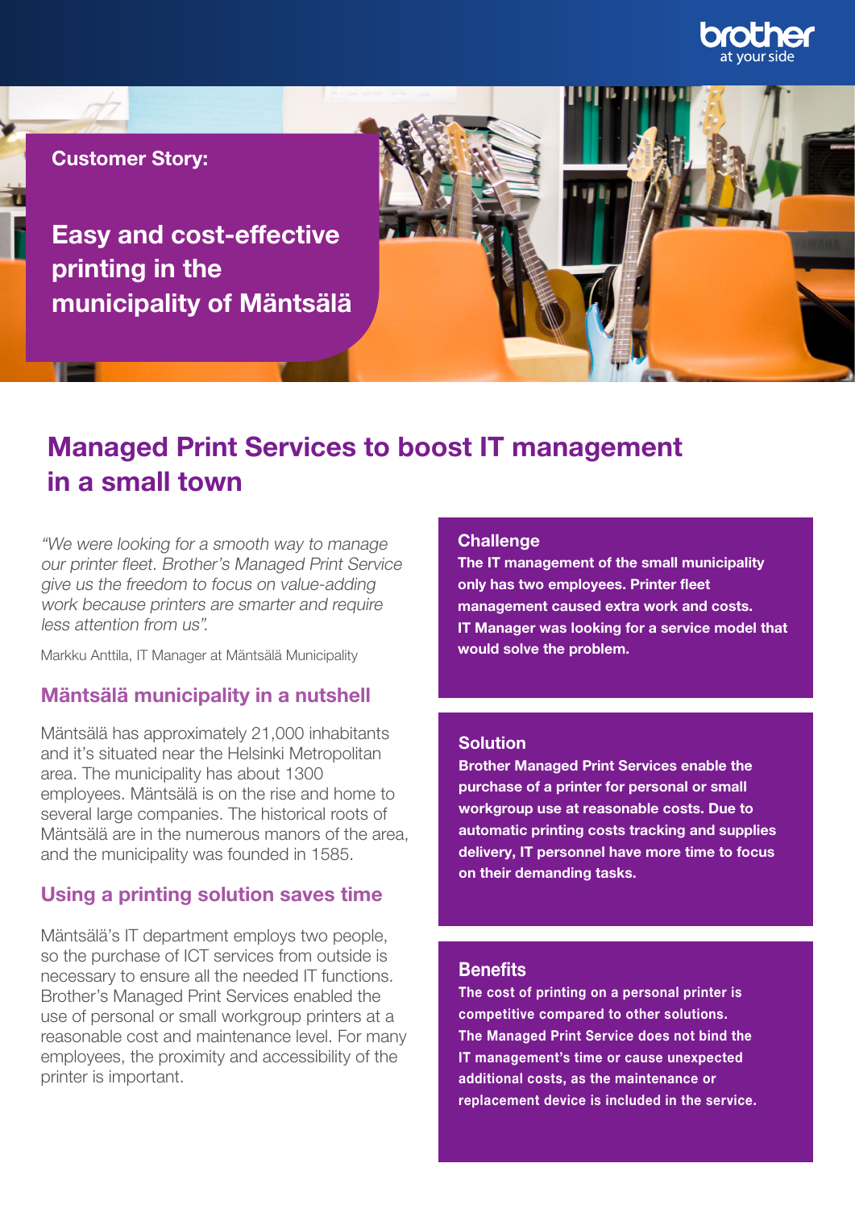brother at your side

**Customer Story:**

# Easy and cost-effective printing in the municipality of Mäntsälä

## Managed Print Services to boost IT management in a small town

*"We were looking for a smooth way to manage our printer fleet. Brother's Managed Print Service give us the freedom to focus on value-adding work because printers are smarter and require less attention from us".*

Markku Anttila, IT Manager at Mäntsälä Municipality

### Mäntsälä municipality in a nutshell

Mäntsälä has approximately 21,000 inhabitants and it's situated near the Helsinki Metropolitan area. The municipality has about 1300 employees. Mäntsälä is on the rise and home to several large companies. The historical roots of Mäntsälä are in the numerous manors of the area, and the municipality was founded in 1585.

### Using a printing solution saves time

Mäntsälä's IT department employs two people, so the purchase of ICT services from outside is necessary to ensure all the needed IT functions. Brother's Managed Print Services enabled the use of personal or small workgroup printers at a reasonable cost and maintenance level. For many employees, the proximity and accessibility of the printer is important.

### Challenge

**The IT management of the small municipality only has two employees. Printer fleet management caused extra work and costs. IT Manager was looking for a service model that would solve the problem.**

### Solution

**Brother Managed Print Services enable the purchase of a printer for personal or small workgroup use at reasonable costs. Due to automatic printing costs tracking and supplies delivery, IT personnel have more time to focus on their demanding tasks.**

### Benefits

**The cost of printing on a personal printer is competitive compared to other solutions. The Managed Print Service does not bind the IT management's time or cause unexpected additional costs, as the maintenance or replacement device is included in the service.**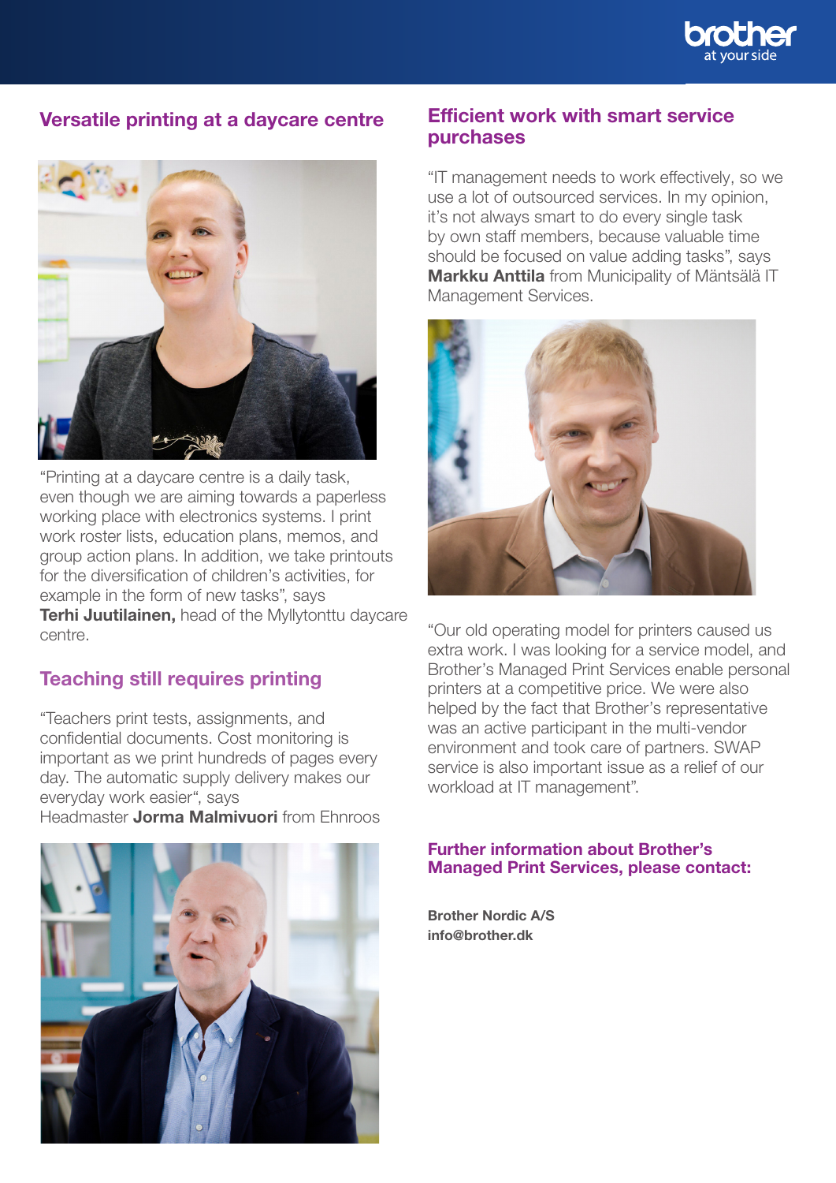## Versatile printing at a daycare centre

“Printing at a daycare centre is a daily task, even though we are aiming towards a paperless working place with electronics systems. I print work roster lists, education plans, memos, and group action plans. In addition, we take printouts for the diversification of children’s activities, for example in the form of new tasks”, says **Terhi Juutilainen,** head of the Myllytonttu daycare centre.

## Teaching still requires printing

“Teachers print tests, assignments, and confidential documents. Cost monitoring is important as we print hundreds of pages every day. The automatic supply delivery makes our everyday work easier“, says Headmaster **Jorma Malmivuori** from Ehnroos

## Efficient work with smart service purchases

“IT management needs to work effectively, so we use a lot of outsourced services. In my opinion, it’s not always smart to do every single task by own staff members, because valuable time should be focused on value adding tasks”, says **Markku Anttila** from Municipality of Mäntsälä IT Management Services.

“Our old operating model for printers caused us extra work. I was looking for a service model, and Brother’s Managed Print Services enable personal printers at a competitive price. We were also helped by the fact that Brother’s representative was an active participant in the multi-vendor environment and took care of partners. SWAP service is also important issue as a relief of our workload at IT management”.

### Further information about Brother’s Managed Print Services, please contact:

**Brother Nordic A/S**
**info@brother.dk**